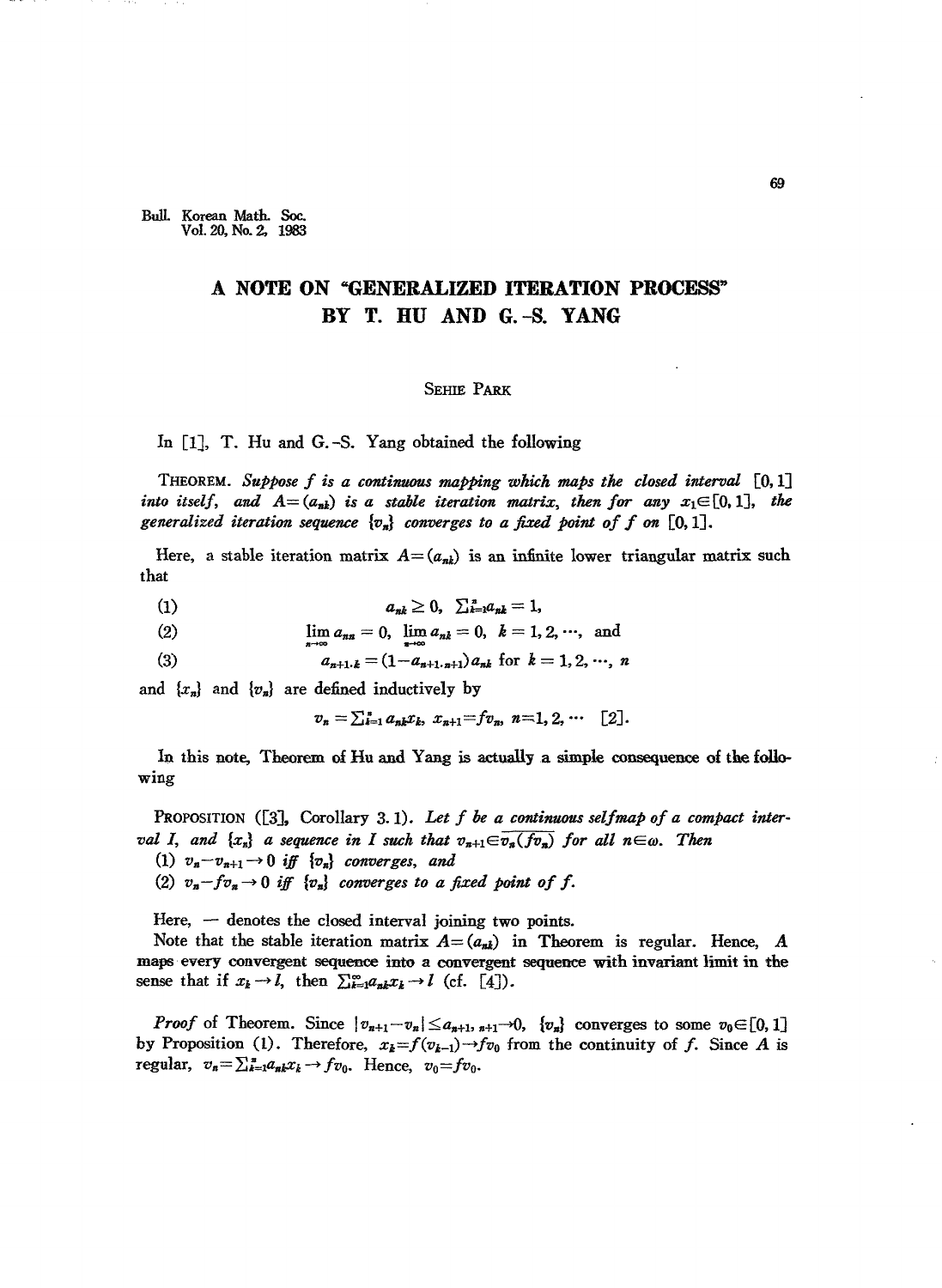# A NOTE ON "GENERALIZED ITERATION PROCESS" BY T. HU AND G.-S. YANG

SEHIE PARK

In [1], T. Hu and G.-S. Yang obtained the following

THEOREM. *Suppose $f$ is a continuous mapping which maps the closed interval $[0,1]$ into itself, and $A=(a_{nk})$ is a stable iteration matrix, then for any $x_1 \in [0,1]$, the generalized iteration sequence $\{v_n\}$ converges to a fixed point of $f$ on $[0,1]$.*

Here, a stable iteration matrix $A=(a_{nk})$ is an infinite lower triangular matrix such that

$$(1) \qquad a_{nk} \geq 0, \ \sum_{k=1}^{n} a_{nk} = 1,$$

$$(2) \qquad \lim_{n\to\infty} a_{nn} = 0, \ \lim_{n\to\infty} a_{nk} = 0, \ k = 1, 2, \cdots, \text{ and}$$

$$(3) \qquad a_{n+1,k} = (1-a_{n+1,n+1})a_{nk} \text{ for } k = 1, 2, \cdots, n$$

and $\{x_n\}$ and $\{v_n\}$ are defined inductively by

$$v_n = \sum_{k=1}^{n} a_{nk}x_k, \ x_{n+1} = fv_n, \ n=1, 2, \cdots \ [2].$$

In this note, Theorem of Hu and Yang is actually a simple consequence of the following

PROPOSITION ([3], Corollary 3.1). *Let $f$ be a continuous selfmap of a compact interval $I$, and $\{x_n\}$ a sequence in $I$ such that $v_{n+1} \in \overline{v_n(fv_n)}$ for all $n \in \omega$. Then*
*(1) $v_n - v_{n+1} \to 0$ iff $\{v_n\}$ converges, and*
*(2) $v_n - fv_n \to 0$ iff $\{v_n\}$ converges to a fixed point of $f$.*

Here, $-$ denotes the closed interval joining two points.

Note that the stable iteration matrix $A=(a_{nk})$ in Theorem is regular. Hence, $A$ maps every convergent sequence into a convergent sequence with invariant limit in the sense that if $x_k \to l$, then $\sum_{k=1}^{\infty} a_{nk}x_k \to l$ (cf. [4]).

*Proof* of Theorem. Since $|v_{n+1} - v_n| \leq a_{n+1,n+1} \to 0$, $\{v_n\}$ converges to some $v_0 \in [0,1]$ by Proposition (1). Therefore, $x_k = f(v_{k-1}) \to fv_0$ from the continuity of $f$. Since $A$ is regular, $v_n = \sum_{k=1}^{n} a_{nk}x_k \to fv_0$. Hence, $v_0 = fv_0$.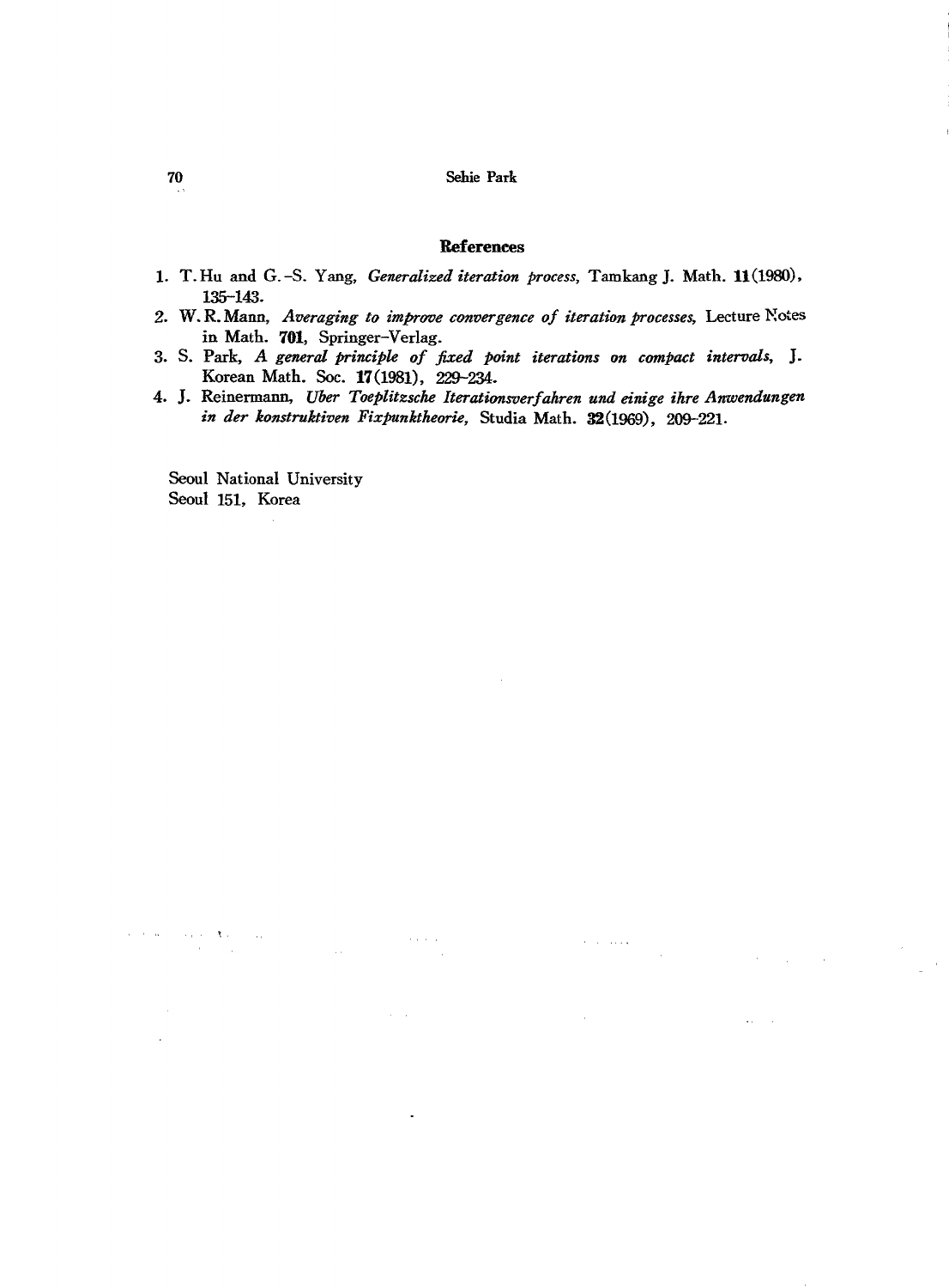## References

1. T. Hu and G.-S. Yang, *Generalized iteration process*, Tamkang J. Math. **11**(1980), 135–143.
2. W. R. Mann, *Averaging to improve convergence of iteration processes*, Lecture Notes in Math. **701**, Springer-Verlag.
3. S. Park, *A general principle of fixed point iterations on compact intervals*, J. Korean Math. Soc. **17**(1981), 229–234.
4. J. Reinermann, *Uber Toeplitzsche Iterationsverfahren und einige ihre Anwendungen in der konstruktiven Fixpunktheorie*, Studia Math. **32**(1969), 209–221.

Seoul National University
Seoul 151, Korea